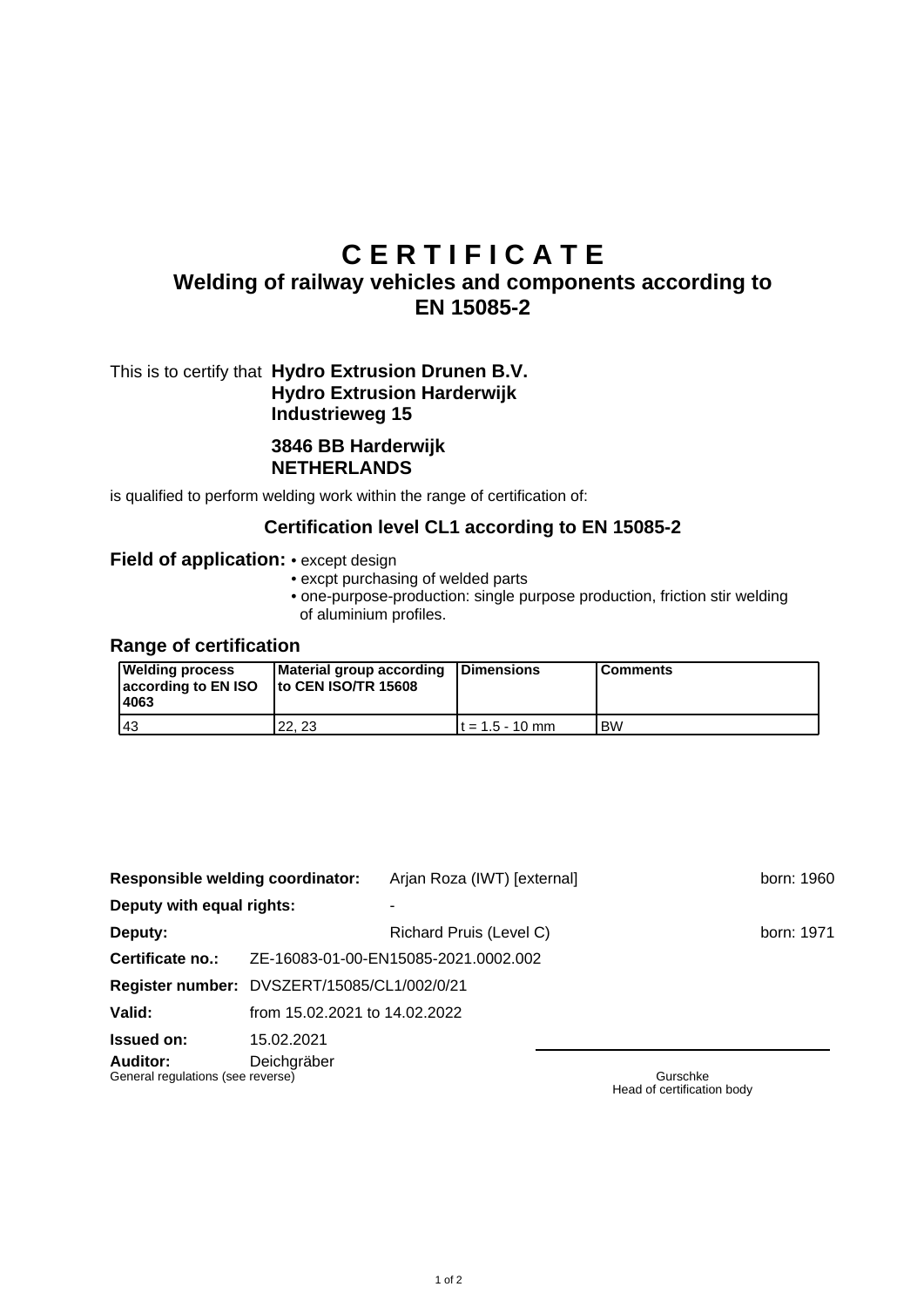# C E R T I F I C A T E

## Welding of railway vehicles and components according to EN 15085-2

This is to certify that **Hydro Extrusion Drunen B.V.**
**Hydro Extrusion Harderwijk**
**Industrieweg 15**

**3846 BB Harderwijk**
**NETHERLANDS**

is qualified to perform welding work within the range of certification of:

### Certification level CL1 according to EN 15085-2

**Field of application:**
- except design
- excpt purchasing of welded parts
- one-purpose-production: single purpose production, friction stir welding of aluminium profiles.

### Range of certification

| Welding process according to EN ISO 4063 | Material group according to CEN ISO/TR 15608 | Dimensions | Comments |
|---|---|---|---|
| 43 | 22, 23 | t = 1.5 - 10 mm | BW |

**Responsible welding coordinator:** Arjan Roza (IWT) [external] born: 1960

**Deputy with equal rights:** -

**Deputy:** Richard Pruis (Level C) born: 1971

**Certificate no.:** ZE-16083-01-00-EN15085-2021.0002.002

**Register number:** DVSZERT/15085/CL1/002/0/21

**Valid:** from 15.02.2021 to 14.02.2022

**Issued on:** 15.02.2021

**Auditor:** Deichgräber

General regulations (see reverse)

Gurschke
Head of certification body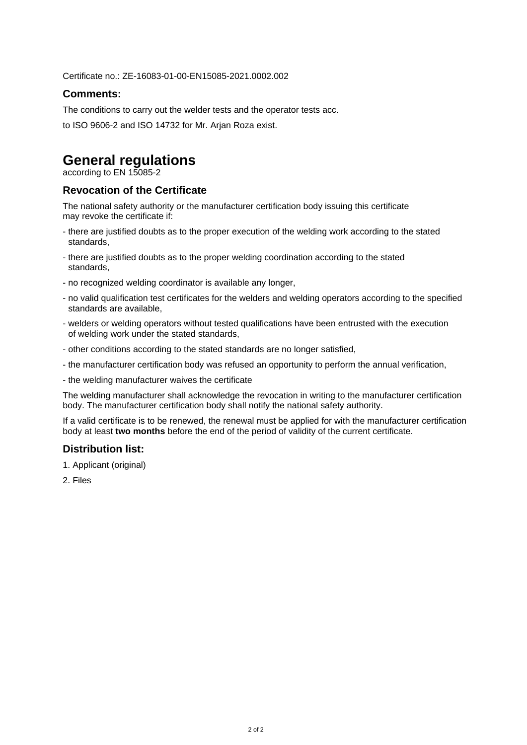Certificate no.: ZE-16083-01-00-EN15085-2021.0002.002

### Comments:

The conditions to carry out the welder tests and the operator tests acc.

to ISO 9606-2 and ISO 14732 for Mr. Arjan Roza exist.

## General regulations

according to EN 15085-2

### Revocation of the Certificate

The national safety authority or the manufacturer certification body issuing this certificate may revoke the certificate if:

- there are justified doubts as to the proper execution of the welding work according to the stated standards,
- there are justified doubts as to the proper welding coordination according to the stated standards,
- no recognized welding coordinator is available any longer,
- no valid qualification test certificates for the welders and welding operators according to the specified standards are available,
- welders or welding operators without tested qualifications have been entrusted with the execution of welding work under the stated standards,
- other conditions according to the stated standards are no longer satisfied,
- the manufacturer certification body was refused an opportunity to perform the annual verification,
- the welding manufacturer waives the certificate

The welding manufacturer shall acknowledge the revocation in writing to the manufacturer certification body. The manufacturer certification body shall notify the national safety authority.

If a valid certificate is to be renewed, the renewal must be applied for with the manufacturer certification body at least **two months** before the end of the period of validity of the current certificate.

### Distribution list:

1. Applicant (original)
2. Files